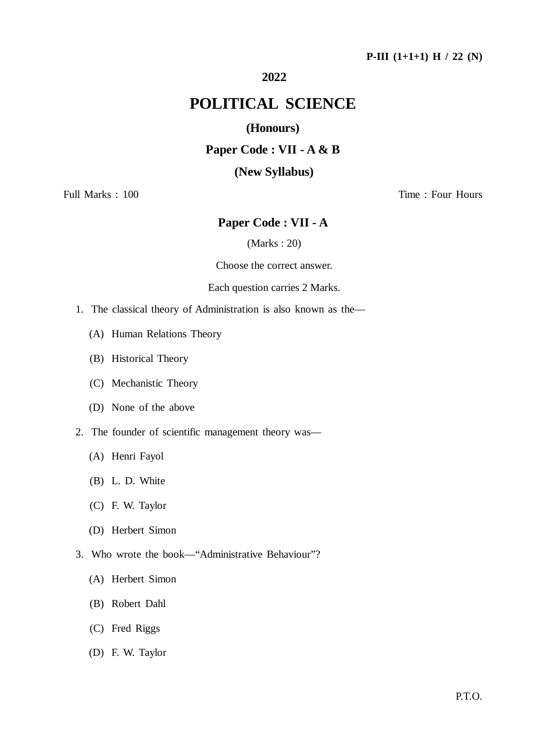P-III (1+1+1) H / 22 (N)

**2022**

# POLITICAL SCIENCE

**(Honours)**

**Paper Code : VII - A & B**

**(New Syllabus)**

Full Marks : 100 &nbsp;&nbsp;&nbsp;&nbsp;&nbsp;&nbsp;&nbsp;&nbsp; Time : Four Hours

## Paper Code : VII - A

(Marks : 20)

Choose the correct answer.

Each question carries 2 Marks.

1. The classical theory of Administration is also known as the—
   - (A) Human Relations Theory
   - (B) Historical Theory
   - (C) Mechanistic Theory
   - (D) None of the above

2. The founder of scientific management theory was—
   - (A) Henri Fayol
   - (B) L. D. White
   - (C) F. W. Taylor
   - (D) Herbert Simon

3. Who wrote the book—"Administrative Behaviour"?
   - (A) Herbert Simon
   - (B) Robert Dahl
   - (C) Fred Riggs
   - (D) F. W. Taylor

P.T.O.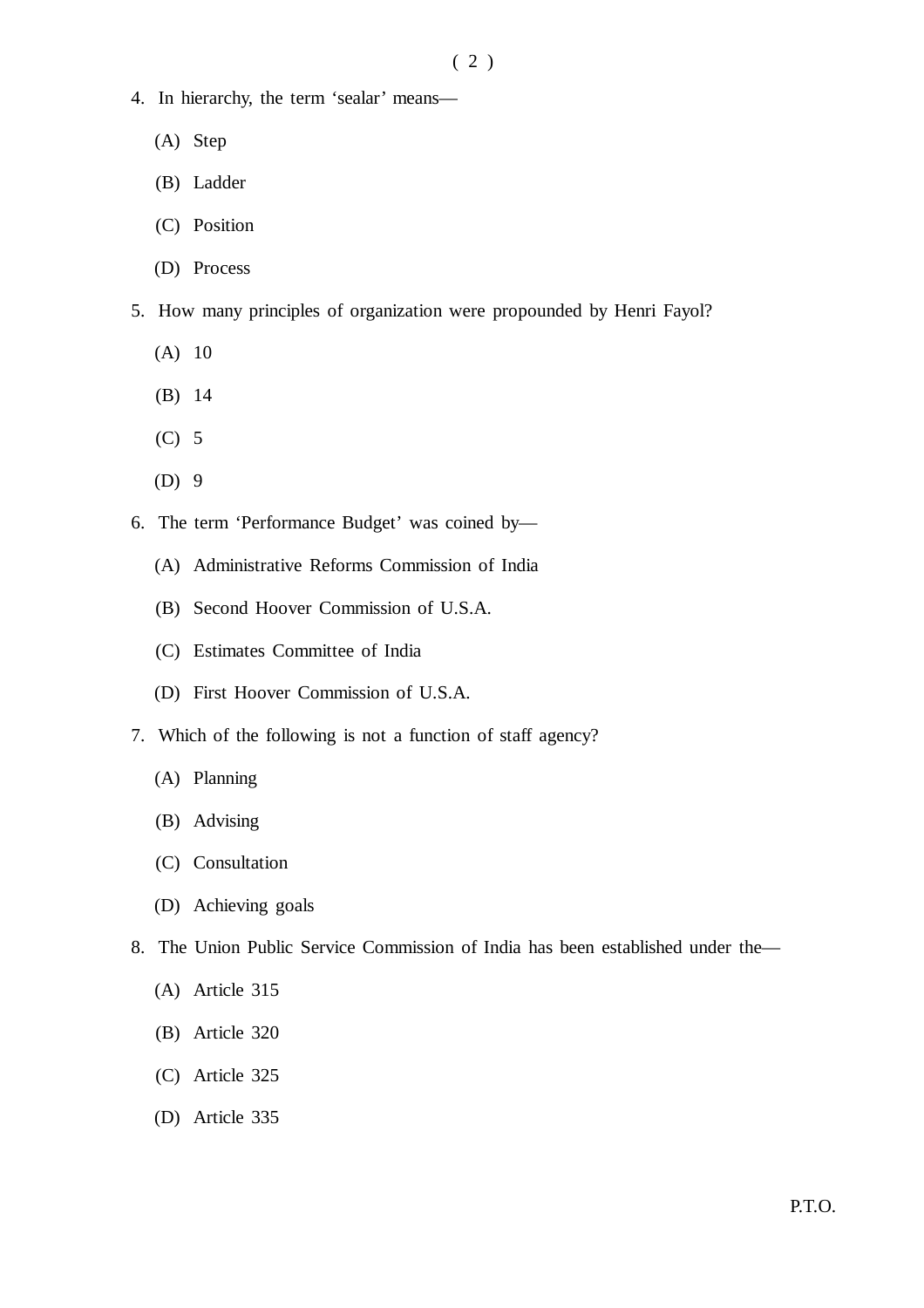4. In hierarchy, the term 'sealar' means—

   (A) Step

   (B) Ladder

   (C) Position

   (D) Process

5. How many principles of organization were propounded by Henri Fayol?

   (A) 10

   (B) 14

   (C) 5

   (D) 9

6. The term 'Performance Budget' was coined by—

   (A) Administrative Reforms Commission of India

   (B) Second Hoover Commission of U.S.A.

   (C) Estimates Committee of India

   (D) First Hoover Commission of U.S.A.

7. Which of the following is not a function of staff agency?

   (A) Planning

   (B) Advising

   (C) Consultation

   (D) Achieving goals

8. The Union Public Service Commission of India has been established under the—

   (A) Article 315

   (B) Article 320

   (C) Article 325

   (D) Article 335

P.T.O.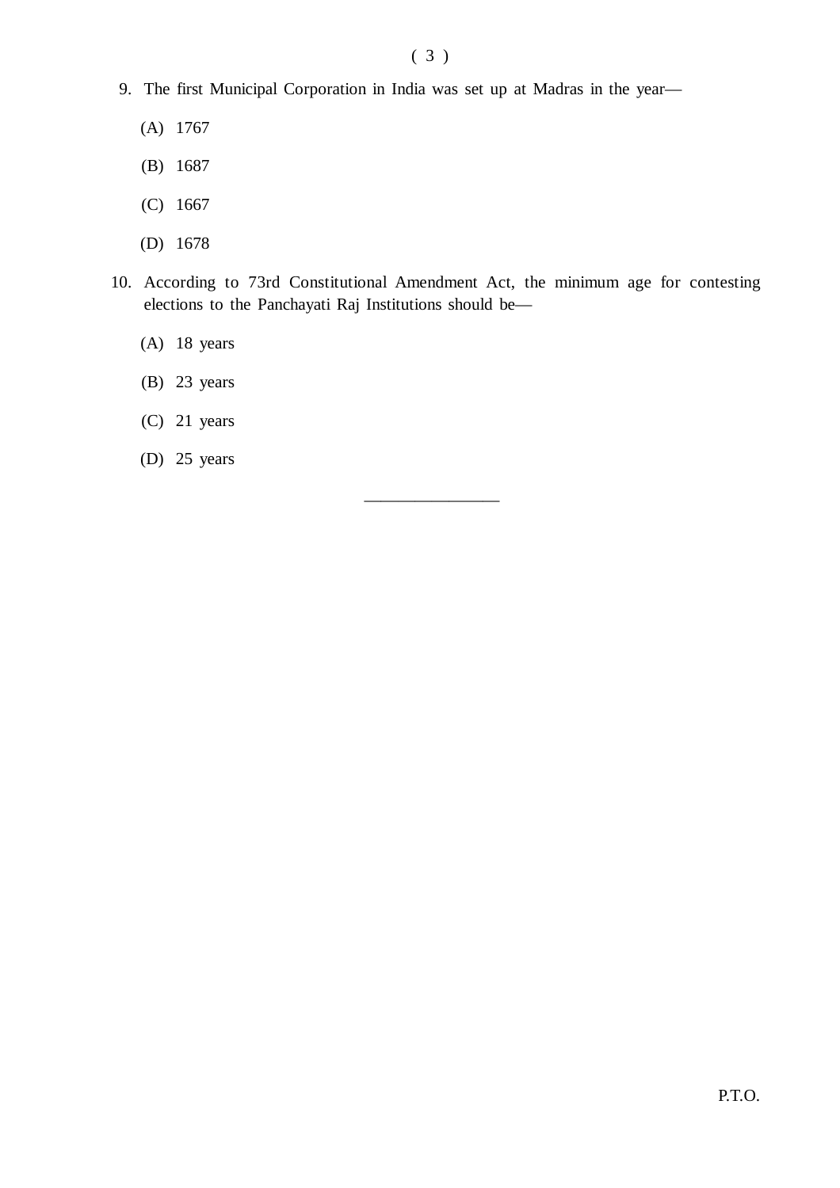9. The first Municipal Corporation in India was set up at Madras in the year—

    (A) 1767

    (B) 1687

    (C) 1667

    (D) 1678

10. According to 73rd Constitutional Amendment Act, the minimum age for contesting elections to the Panchayati Raj Institutions should be—

    (A) 18 years

    (B) 23 years

    (C) 21 years

    (D) 25 years

---

P.T.O.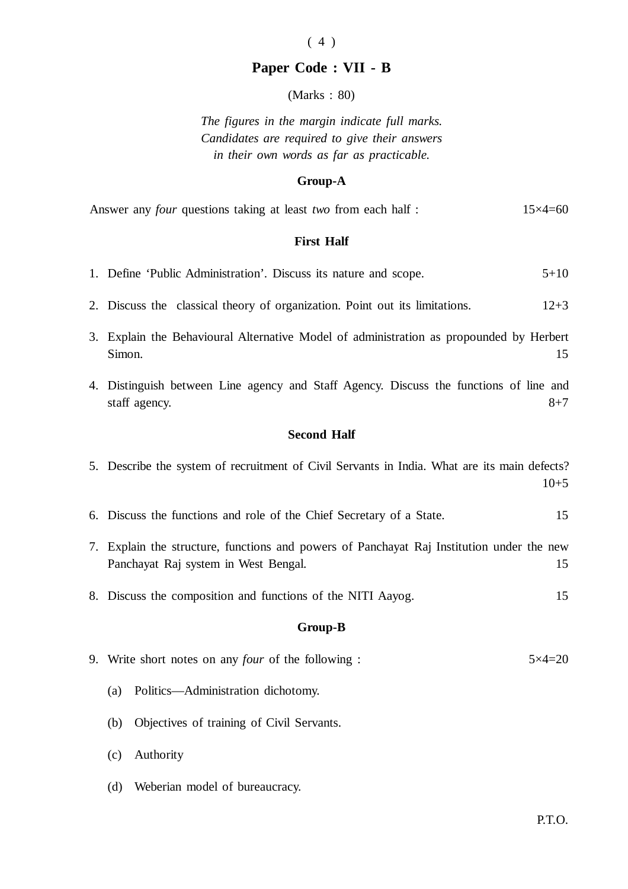## Paper Code : VII - B

(Marks : 80)

*The figures in the margin indicate full marks.*
*Candidates are required to give their answers*
*in their own words as far as practicable.*

### Group-A

Answer any *four* questions taking at least *two* from each half : 15×4=60

### First Half

1. Define 'Public Administration'. Discuss its nature and scope. 5+10

2. Discuss the classical theory of organization. Point out its limitations. 12+3

3. Explain the Behavioural Alternative Model of administration as propounded by Herbert Simon. 15

4. Distinguish between Line agency and Staff Agency. Discuss the functions of line and staff agency. 8+7

### Second Half

5. Describe the system of recruitment of Civil Servants in India. What are its main defects? 10+5

6. Discuss the functions and role of the Chief Secretary of a State. 15

7. Explain the structure, functions and powers of Panchayat Raj Institution under the new Panchayat Raj system in West Bengal. 15

8. Discuss the composition and functions of the NITI Aayog. 15

### Group-B

9. Write short notes on any *four* of the following : 5×4=20

   (a) Politics—Administration dichotomy.

   (b) Objectives of training of Civil Servants.

   (c) Authority

   (d) Weberian model of bureaucracy.

P.T.O.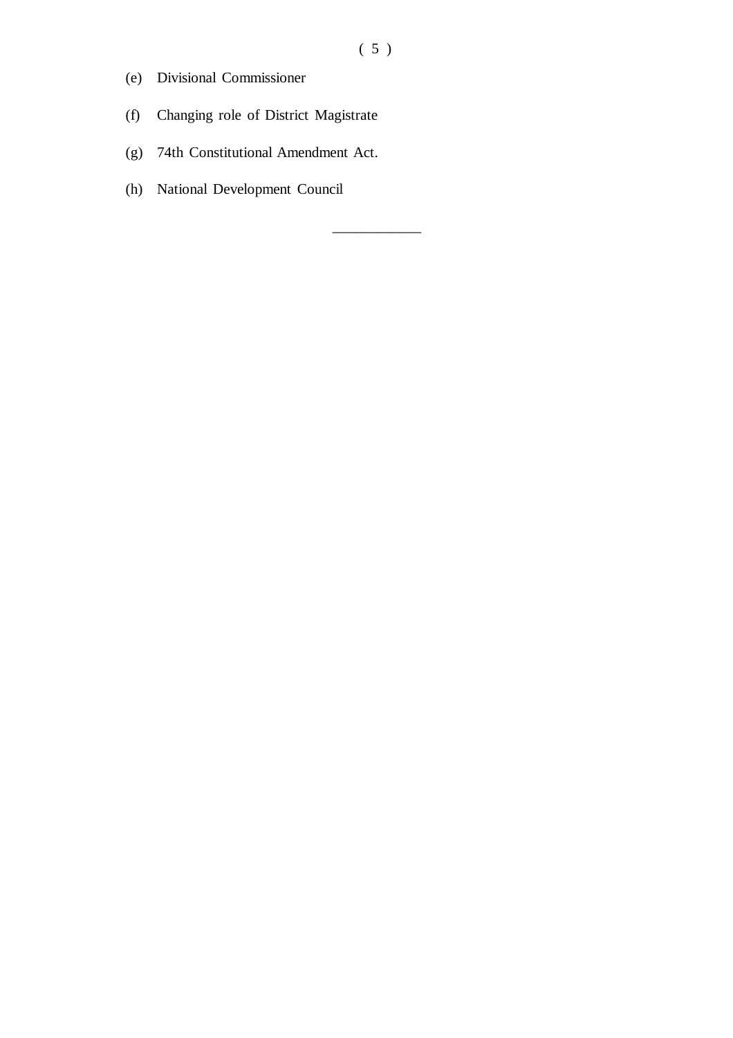(e) Divisional Commissioner

(f) Changing role of District Magistrate

(g) 74th Constitutional Amendment Act.

(h) National Development Council

---